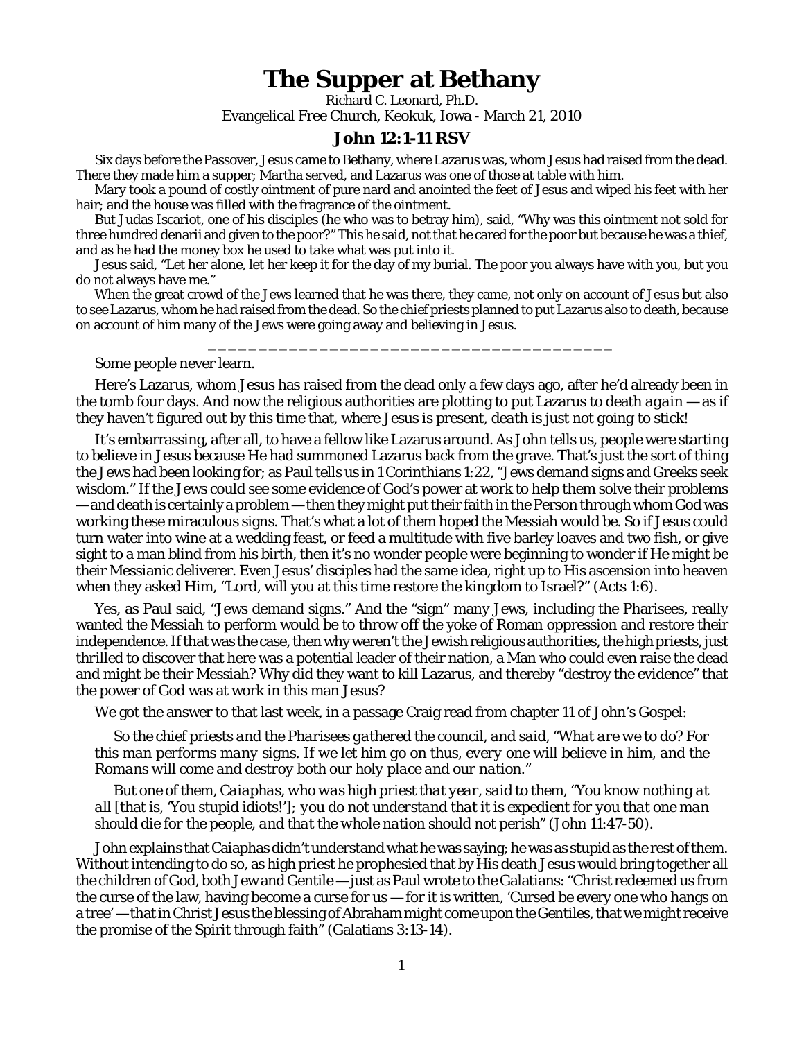# The Supper at Bethany

Richard C. Leonard, Ph.D.
Evangelical Free Church, Keokuk, Iowa - March 21, 2010

## John 12:1-11 RSV

Six days before the Passover, Jesus came to Bethany, where Lazarus was, whom Jesus had raised from the dead. There they made him a supper; Martha served, and Lazarus was one of those at table with him.

Mary took a pound of costly ointment of pure nard and anointed the feet of Jesus and wiped his feet with her hair; and the house was filled with the fragrance of the ointment.

But Judas Iscariot, one of his disciples (he who was to betray him), said, "Why was this ointment not sold for three hundred denarii and given to the poor?" This he said, not that he cared for the poor but because he was a thief, and as he had the money box he used to take what was put into it.

Jesus said, "Let her alone, let her keep it for the day of my burial. The poor you always have with you, but you do not always have me."

When the great crowd of the Jews learned that he was there, they came, not only on account of Jesus but also to see Lazarus, whom he had raised from the dead. So the chief priests planned to put Lazarus also to death, because on account of him many of the Jews were going away and believing in Jesus.

\_\_\_\_\_\_\_\_\_\_\_\_\_\_\_\_\_\_\_\_\_\_\_\_\_\_\_\_\_\_\_\_\_\_\_\_\_\_\_

Some people never learn.

Here's Lazarus, whom Jesus has raised from the dead only a few days ago, after he'd already been in the tomb four days. And now the religious authorities are plotting to put Lazarus to death *again* — as if they haven't figured out by this time that, where Jesus is present, *death is just not going to stick!*

It's embarrassing, after all, to have a fellow like Lazarus around. As John tells us, people were starting to believe in Jesus because He had summoned Lazarus back from the grave. That's just the sort of thing the Jews had been looking for; as Paul tells us in 1 Corinthians 1:22, "Jews demand signs and Greeks seek wisdom." If the Jews could see some evidence of God's power at work to help them solve their problems — and death is certainly a problem — then they might put their faith in the Person through whom God was working these miraculous signs. That's what a lot of them hoped the Messiah would be. So if Jesus could turn water into wine at a wedding feast, or feed a multitude with five barley loaves and two fish, or give sight to a man blind from his birth, then it's no wonder people were beginning to wonder if He might be their Messianic deliverer. Even Jesus' disciples had the same idea, right up to His ascension into heaven when they asked Him, "Lord, will you at this time restore the kingdom to Israel?" (Acts 1:6).

Yes, as Paul said, "Jews demand signs." And the "sign" many Jews, including the Pharisees, really wanted the Messiah to perform would be to throw off the yoke of Roman oppression and restore their independence. If that was the case, then why weren't the Jewish religious authorities, the high priests, just thrilled to discover that here was a potential leader of their nation, a Man who could even raise the dead and might be their Messiah? Why did they want to kill Lazarus, and thereby "destroy the evidence" that the power of God was at work in this man Jesus?

We got the answer to that last week, in a passage Craig read from chapter 11 of John's Gospel:

> *So the chief priests and the Pharisees gathered the council, and said, "What are we to do? For this man performs many signs. If we let him go on thus, every one will believe in him, and the Romans will come and destroy both our holy place and our nation."*
>
> *But one of them, Caiaphas, who was high priest that year, said to them, "You know nothing at all* [that is, 'You stupid idiots!']*; you do not understand that it is expedient for you that one man should die for the people, and that the whole nation should not perish" (John 11:47-50).*

John explains that Caiaphas didn't understand what he was saying; he was as stupid as the rest of them. Without intending to do so, as high priest he prophesied that by His death Jesus would bring together all the children of God, both Jew and Gentile — just as Paul wrote to the Galatians: "Christ redeemed us from the curse of the law, having become a curse for us — for it is written, 'Cursed be every one who hangs on a tree' — that in Christ Jesus the blessing of Abraham might come upon the Gentiles, that we might receive the promise of the Spirit through faith" (Galatians 3:13-14).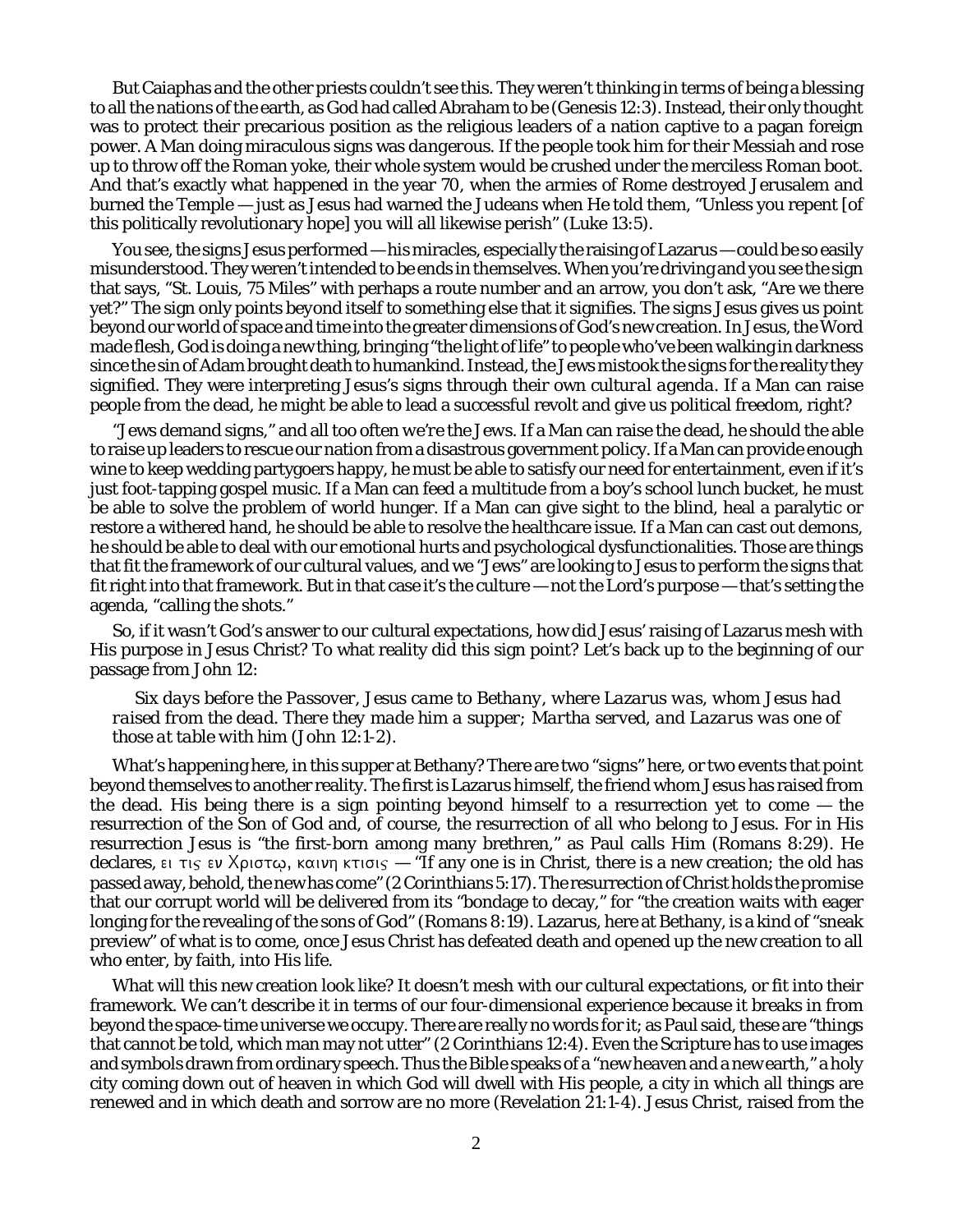But Caiaphas and the other priests couldn't see this. They weren't thinking in terms of being a blessing to all the nations of the earth, as God had called Abraham to be (Genesis 12:3). Instead, their only thought was to protect their precarious position as the religious leaders of a nation captive to a pagan foreign power. A Man doing miraculous signs was *dangerous*. If the people took him for their Messiah and rose up to throw off the Roman yoke, their whole system would be crushed under the merciless Roman boot. And that's exactly what happened in the year 70, when the armies of Rome destroyed Jerusalem and burned the Temple — just as Jesus had warned the Judeans when He told them, "Unless you repent [of this politically revolutionary hope] you will all likewise perish" (Luke 13:5).

You see, the signs Jesus performed — his miracles, especially the raising of Lazarus — could be so easily misunderstood. They weren't intended to be ends in themselves. When you're driving and you see the sign that says, "St. Louis, 75 Miles" with perhaps a route number and an arrow, you don't ask, "Are we there yet?" The sign only points beyond itself to something else that it signifies. The signs Jesus gives us point beyond our world of space and time into the greater dimensions of God's new creation. In Jesus, the Word made flesh, God is doing a new thing, bringing "the light of life" to people who've been walking in darkness since the sin of Adam brought death to humankind. Instead, the Jews mistook the signs for the reality they signified. They were interpreting Jesus's signs through their own *cultural agenda*. If a Man can raise people from the dead, he might be able to lead a successful revolt and give us political freedom, right?

"Jews demand signs," and all too often *we're* the Jews. If a Man can raise the dead, he should the able to raise up leaders to rescue our nation from a disastrous government policy. If a Man can provide enough wine to keep wedding partygoers happy, he must be able to satisfy our need for entertainment, even if it's just foot-tapping gospel music. If a Man can feed a multitude from a boy's school lunch bucket, he must be able to solve the problem of world hunger. If a Man can give sight to the blind, heal a paralytic or restore a withered hand, he should be able to resolve the healthcare issue. If a Man can cast out demons, he should be able to deal with our emotional hurts and psychological dysfunctionalities. Those are things that fit the framework of our cultural values, and we "Jews" are looking to Jesus to perform the signs that fit right into that framework. But in that case it's the culture — not the Lord's purpose — that's setting the agenda, "calling the shots."

So, if it wasn't God's answer to our cultural expectations, how did Jesus' raising of Lazarus mesh with His purpose in Jesus Christ? To what reality did this sign point? Let's back up to the beginning of our passage from John 12:

> *Six days before the Passover, Jesus came to Bethany, where Lazarus was, whom Jesus had raised from the dead. There they made him a supper; Martha served, and Lazarus was one of those at table with him (John 12:1-2).*

What's happening here, in this supper at Bethany? There are two "signs" here, or two events that point beyond themselves to another reality. The first is Lazarus himself, the friend whom Jesus has raised from the dead. His being there is a sign pointing beyond himself to a resurrection yet to come — the resurrection of the Son of God and, of course, the resurrection of all who belong to Jesus. For in His resurrection Jesus is "the first-born among many brethren," as Paul calls Him (Romans 8:29). He declares, ει τις εν Χριστῳ, καινη κτισις — "If any one is in Christ, there is a new creation; the old has passed away, behold, the new has come" (2 Corinthians 5:17). The resurrection of Christ holds the promise that our corrupt world will be delivered from its "bondage to decay," for "the creation waits with eager longing for the revealing of the sons of God" (Romans 8:19). Lazarus, here at Bethany, is a kind of "sneak preview" of what is to come, once Jesus Christ has defeated death and opened up the new creation to all who enter, by faith, into His life.

What will this new creation look like? It doesn't mesh with our cultural expectations, or fit into their framework. We can't describe it in terms of our four-dimensional experience because it breaks in from beyond the space-time universe we occupy. There are really no words for it; as Paul said, these are "things that cannot be told, which man may not utter" (2 Corinthians 12:4). Even the Scripture has to use images and symbols drawn from ordinary speech. Thus the Bible speaks of a "new heaven and a new earth," a holy city coming down out of heaven in which God will dwell with His people, a city in which all things are renewed and in which death and sorrow are no more (Revelation 21:1-4). Jesus Christ, raised from the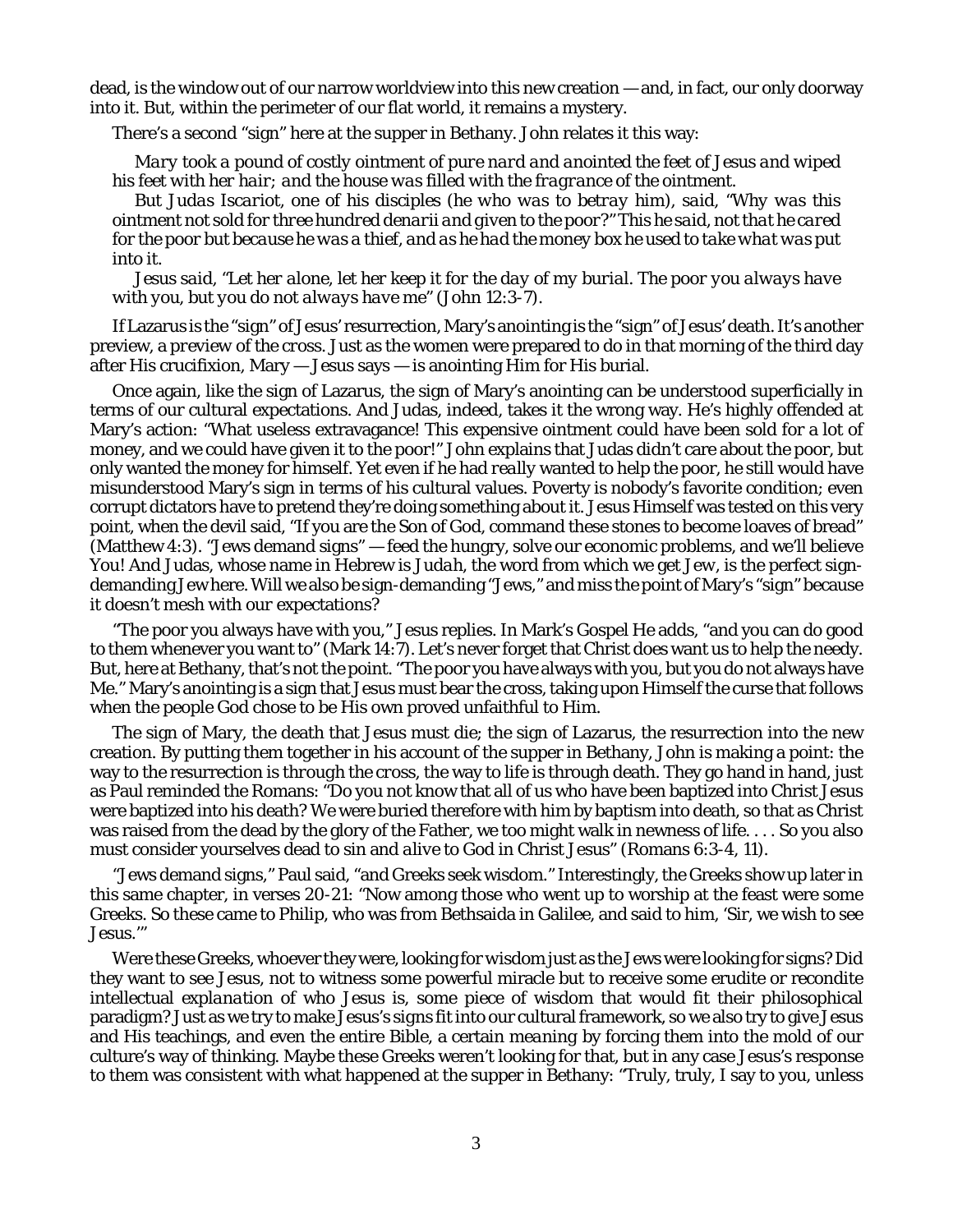dead, is the window out of our narrow worldview into this new creation — and, in fact, our only doorway into it. But, within the perimeter of our flat world, it remains a mystery.

There's a second "sign" here at the supper in Bethany. John relates it this way:

> *Mary took a pound of costly ointment of pure nard and anointed the feet of Jesus and wiped his feet with her hair; and the house was filled with the fragrance of the ointment.*
>
> *But Judas Iscariot, one of his disciples (he who was to betray him), said, "Why was this ointment not sold for three hundred denarii and given to the poor?" This he said, not that he cared for the poor but because he was a thief, and as he had the money box he used to take what was put into it.*
>
> *Jesus said, "Let her alone, let her keep it for the day of my burial. The poor you always have with you, but you do not always have me"* (John 12:3-7).

If Lazarus is the "sign" of Jesus' resurrection, Mary's anointing is the "sign" of Jesus' death. It's another preview, a preview of the cross. Just as the women were prepared to do in that morning of the third day after His crucifixion, Mary — Jesus says — is anointing Him for His burial.

Once again, like the sign of Lazarus, the sign of Mary's anointing can be understood superficially in terms of our cultural expectations. And Judas, indeed, takes it the wrong way. He's highly offended at Mary's action: "What useless extravagance! This expensive ointment could have been sold for a lot of money, and we could have given it to the poor!" John explains that Judas didn't care about the poor, but only wanted the money for himself. Yet even if he had *really* wanted to help the poor, he still would have misunderstood Mary's sign in terms of his cultural values. Poverty is nobody's favorite condition; even corrupt dictators have to pretend they're doing something about it. Jesus Himself was tested on this very point, when the devil said, "If you are the Son of God, command these stones to become loaves of bread" (Matthew 4:3). "Jews demand signs" — feed the hungry, solve our economic problems, and we'll believe You! And Judas, whose name in Hebrew is *Judah*, the word from which we get *Jew*, is the perfect sign-demanding Jew here. Will we also be sign-demanding "Jews," and miss the point of Mary's "sign" because it doesn't mesh with our expectations?

"The poor you always have with you," Jesus replies. In Mark's Gospel He adds, "and you can do good to them whenever you want to" (Mark 14:7). Let's never forget that Christ does want us to help the needy. But, here at Bethany, that's not the point. "The poor you have always with you, but you do not always have Me." Mary's anointing is a sign that Jesus must bear the cross, taking upon Himself the curse that follows when the people God chose to be His own proved unfaithful to Him.

The sign of Mary, the death that Jesus must die; the sign of Lazarus, the resurrection into the new creation. By putting them together in his account of the supper in Bethany, John is making a point: the way to the resurrection is *through the cross*, the way to life is through death. They go hand in hand, just as Paul reminded the Romans: "Do you not know that all of us who have been baptized into Christ Jesus were baptized into his death? We were buried therefore with him by baptism into death, so that as Christ was raised from the dead by the glory of the Father, we too might walk in newness of life. . . . So you also must consider yourselves dead to sin and alive to God in Christ Jesus" (Romans 6:3-4, 11).

"Jews demand signs," Paul said, "and Greeks seek wisdom." Interestingly, the Greeks show up later in this same chapter, in verses 20-21: "Now among those who went up to worship at the feast were some Greeks. So these came to Philip, who was from Bethsaida in Galilee, and said to him, 'Sir, we wish to see Jesus.'"

Were these Greeks, whoever they were, looking for wisdom just as the Jews were looking for signs? Did they want to see Jesus, not to witness some powerful miracle but to receive some erudite or recondite intellectual *explanation* of who Jesus is, some piece of wisdom that would fit their philosophical paradigm? Just as we try to make Jesus's signs fit into our cultural framework, so we also try to give Jesus and His teachings, and even the entire Bible, a certain *meaning* by forcing them into the mold of our culture's way of thinking. Maybe these Greeks weren't looking for that, but in any case Jesus's response to them was consistent with what happened at the supper in Bethany: "Truly, truly, I say to you, unless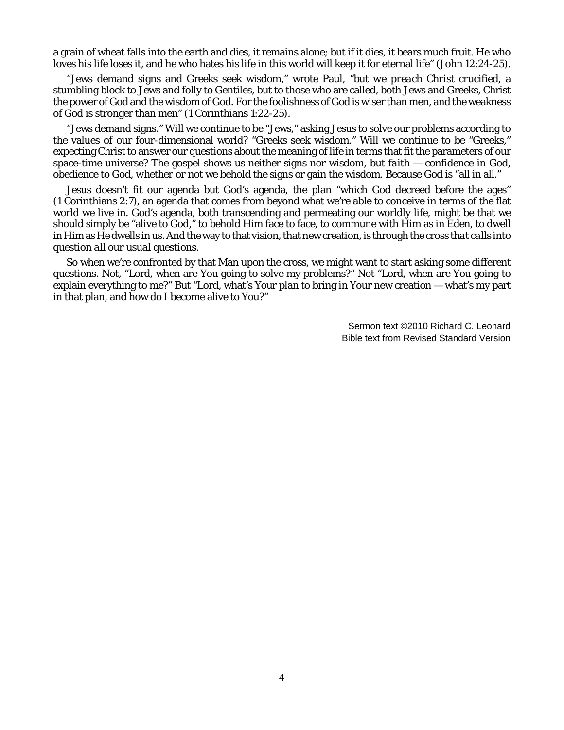a grain of wheat falls into the earth and dies, it remains alone; but if it dies, it bears much fruit. He who loves his life loses it, and he who hates his life in this world will keep it for eternal life" (John 12:24-25).

"Jews demand signs and Greeks seek wisdom," wrote Paul, "but *we preach Christ crucified*, a stumbling block to Jews and folly to Gentiles, but to those who are called, both Jews and Greeks, Christ the power of God and the wisdom of God. For the foolishness of God is wiser than men, and the weakness of God is stronger than men" (1 Corinthians 1:22-25).

"Jews demand signs." Will we continue to be "Jews," asking Jesus to solve our problems according to the values of our four-dimensional world? "Greeks seek wisdom." Will we continue to be "Greeks," expecting Christ to answer our questions about the meaning of life in terms that fit the parameters of our space-time universe? The gospel shows us neither signs nor wisdom, but *faith* — confidence in God, obedience to God, whether or not we behold the signs or gain the wisdom. Because God is "all in all."

Jesus doesn't fit our agenda but God's agenda, the plan "which God decreed before the ages" (1 Corinthians 2:7), an agenda that comes from beyond what we're able to conceive in terms of the flat world we live in. God's agenda, both transcending and permeating our worldly life, might be that we should simply be "alive to God," to behold Him face to face, to commune with Him as in Eden, to dwell in Him as He dwells in us. And the way to that vision, that new creation, is through the cross *that calls into question all our usual questions.*

So when we're confronted by that Man upon the cross, we might want to start asking some different questions. Not, "Lord, when are You going to solve my problems?" Not "Lord, when are You going to explain everything to me?" But "Lord, what's Your plan to bring in Your new creation — what's my part in that plan, and how do I become alive to You?"

Sermon text ©2010 Richard C. Leonard
Bible text from Revised Standard Version